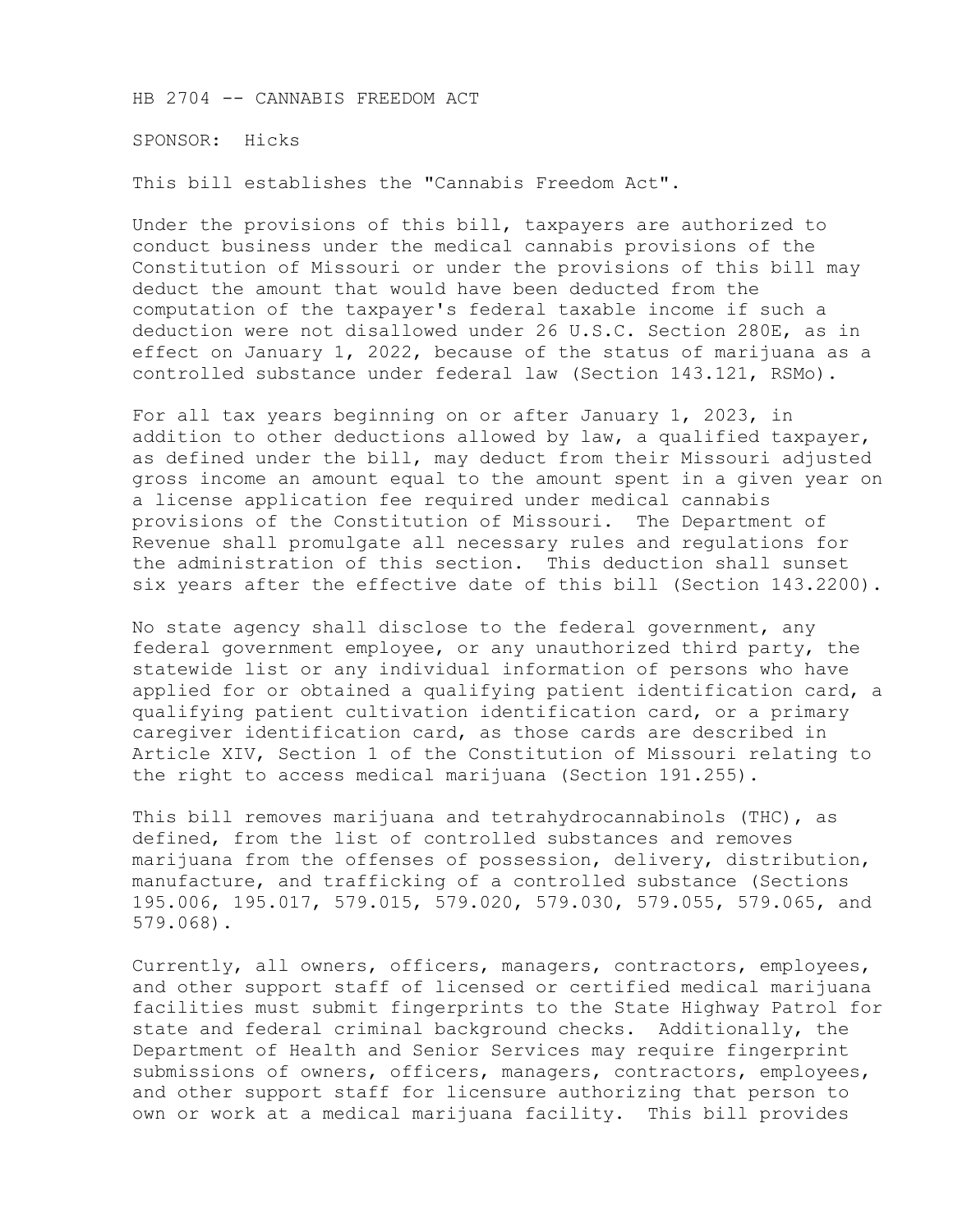# HB 2704 -- CANNABIS FREEDOM ACT

SPONSOR: Hicks

This bill establishes the "Cannabis Freedom Act".

Under the provisions of this bill, taxpayers are authorized to conduct business under the medical cannabis provisions of the Constitution of Missouri or under the provisions of this bill may deduct the amount that would have been deducted from the computation of the taxpayer's federal taxable income if such a deduction were not disallowed under 26 U.S.C. Section 280E, as in effect on January 1, 2022, because of the status of marijuana as a controlled substance under federal law (Section 143.121, RSMo).

For all tax years beginning on or after January 1, 2023, in addition to other deductions allowed by law, a qualified taxpayer, as defined under the bill, may deduct from their Missouri adjusted gross income an amount equal to the amount spent in a given year on a license application fee required under medical cannabis provisions of the Constitution of Missouri. The Department of Revenue shall promulgate all necessary rules and regulations for the administration of this section. This deduction shall sunset six years after the effective date of this bill (Section 143.2200).

No state agency shall disclose to the federal government, any federal government employee, or any unauthorized third party, the statewide list or any individual information of persons who have applied for or obtained a qualifying patient identification card, a qualifying patient cultivation identification card, or a primary caregiver identification card, as those cards are described in Article XIV, Section 1 of the Constitution of Missouri relating to the right to access medical marijuana (Section 191.255).

This bill removes marijuana and tetrahydrocannabinols (THC), as defined, from the list of controlled substances and removes marijuana from the offenses of possession, delivery, distribution, manufacture, and trafficking of a controlled substance (Sections 195.006, 195.017, 579.015, 579.020, 579.030, 579.055, 579.065, and 579.068).

Currently, all owners, officers, managers, contractors, employees, and other support staff of licensed or certified medical marijuana facilities must submit fingerprints to the State Highway Patrol for state and federal criminal background checks. Additionally, the Department of Health and Senior Services may require fingerprint submissions of owners, officers, managers, contractors, employees, and other support staff for licensure authorizing that person to own or work at a medical marijuana facility. This bill provides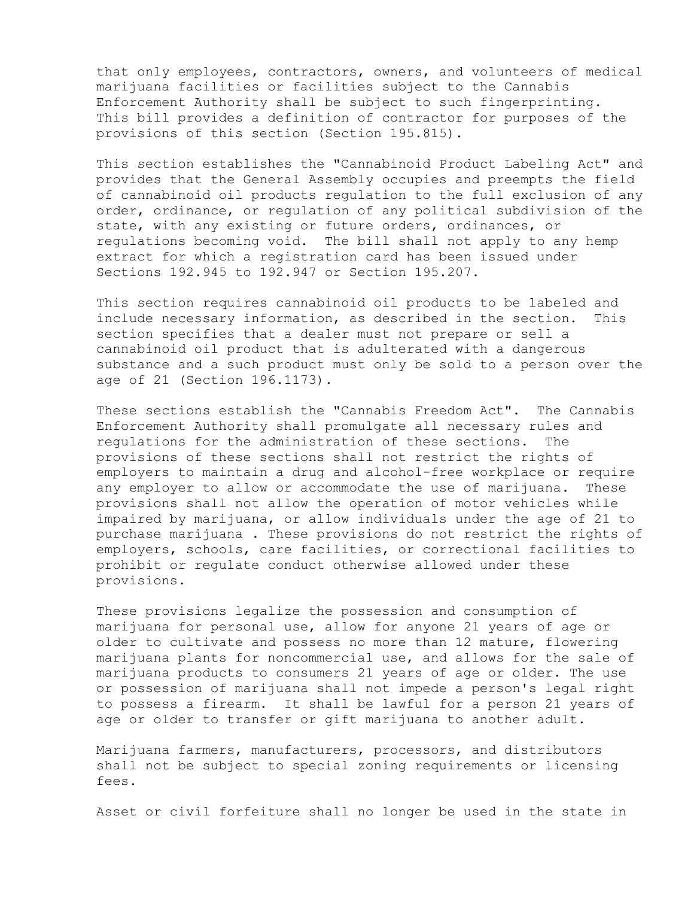that only employees, contractors, owners, and volunteers of medical marijuana facilities or facilities subject to the Cannabis Enforcement Authority shall be subject to such fingerprinting. This bill provides a definition of contractor for purposes of the provisions of this section (Section 195.815).

This section establishes the "Cannabinoid Product Labeling Act" and provides that the General Assembly occupies and preempts the field of cannabinoid oil products regulation to the full exclusion of any order, ordinance, or regulation of any political subdivision of the state, with any existing or future orders, ordinances, or regulations becoming void. The bill shall not apply to any hemp extract for which a registration card has been issued under Sections 192.945 to 192.947 or Section 195.207.

This section requires cannabinoid oil products to be labeled and include necessary information, as described in the section. This section specifies that a dealer must not prepare or sell a cannabinoid oil product that is adulterated with a dangerous substance and a such product must only be sold to a person over the age of 21 (Section 196.1173).

These sections establish the "Cannabis Freedom Act". The Cannabis Enforcement Authority shall promulgate all necessary rules and regulations for the administration of these sections. The provisions of these sections shall not restrict the rights of employers to maintain a drug and alcohol-free workplace or require any employer to allow or accommodate the use of marijuana. These provisions shall not allow the operation of motor vehicles while impaired by marijuana, or allow individuals under the age of 21 to purchase marijuana . These provisions do not restrict the rights of employers, schools, care facilities, or correctional facilities to prohibit or regulate conduct otherwise allowed under these provisions.

These provisions legalize the possession and consumption of marijuana for personal use, allow for anyone 21 years of age or older to cultivate and possess no more than 12 mature, flowering marijuana plants for noncommercial use, and allows for the sale of marijuana products to consumers 21 years of age or older. The use or possession of marijuana shall not impede a person's legal right to possess a firearm. It shall be lawful for a person 21 years of age or older to transfer or gift marijuana to another adult.

Marijuana farmers, manufacturers, processors, and distributors shall not be subject to special zoning requirements or licensing fees.

Asset or civil forfeiture shall no longer be used in the state in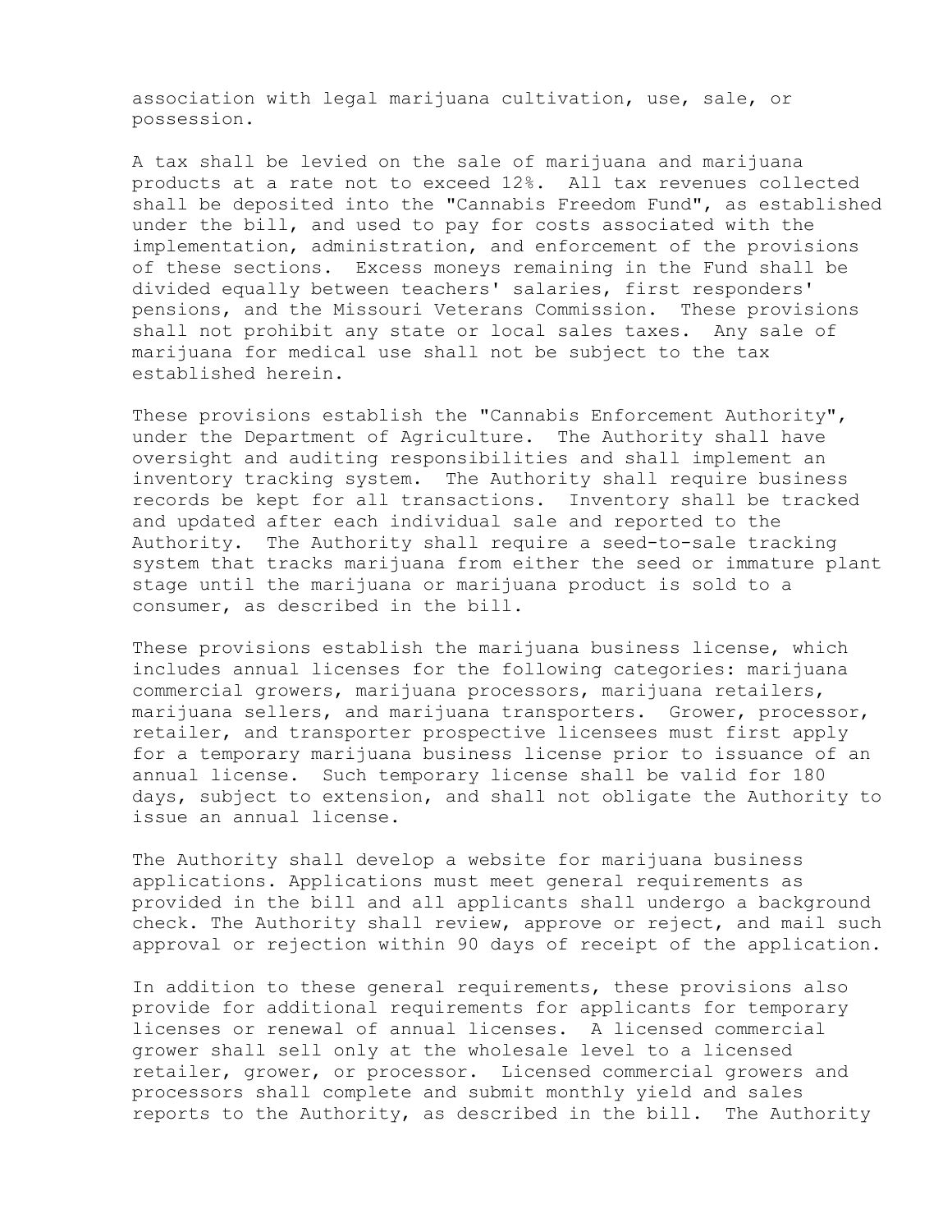association with legal marijuana cultivation, use, sale, or possession.

A tax shall be levied on the sale of marijuana and marijuana products at a rate not to exceed 12%. All tax revenues collected shall be deposited into the "Cannabis Freedom Fund", as established under the bill, and used to pay for costs associated with the implementation, administration, and enforcement of the provisions of these sections. Excess moneys remaining in the Fund shall be divided equally between teachers' salaries, first responders' pensions, and the Missouri Veterans Commission. These provisions shall not prohibit any state or local sales taxes. Any sale of marijuana for medical use shall not be subject to the tax established herein.

These provisions establish the "Cannabis Enforcement Authority", under the Department of Agriculture. The Authority shall have oversight and auditing responsibilities and shall implement an inventory tracking system. The Authority shall require business records be kept for all transactions. Inventory shall be tracked and updated after each individual sale and reported to the Authority. The Authority shall require a seed-to-sale tracking system that tracks marijuana from either the seed or immature plant stage until the marijuana or marijuana product is sold to a consumer, as described in the bill.

These provisions establish the marijuana business license, which includes annual licenses for the following categories: marijuana commercial growers, marijuana processors, marijuana retailers, marijuana sellers, and marijuana transporters. Grower, processor, retailer, and transporter prospective licensees must first apply for a temporary marijuana business license prior to issuance of an annual license. Such temporary license shall be valid for 180 days, subject to extension, and shall not obligate the Authority to issue an annual license.

The Authority shall develop a website for marijuana business applications. Applications must meet general requirements as provided in the bill and all applicants shall undergo a background check. The Authority shall review, approve or reject, and mail such approval or rejection within 90 days of receipt of the application.

In addition to these general requirements, these provisions also provide for additional requirements for applicants for temporary licenses or renewal of annual licenses. A licensed commercial grower shall sell only at the wholesale level to a licensed retailer, grower, or processor. Licensed commercial growers and processors shall complete and submit monthly yield and sales reports to the Authority, as described in the bill. The Authority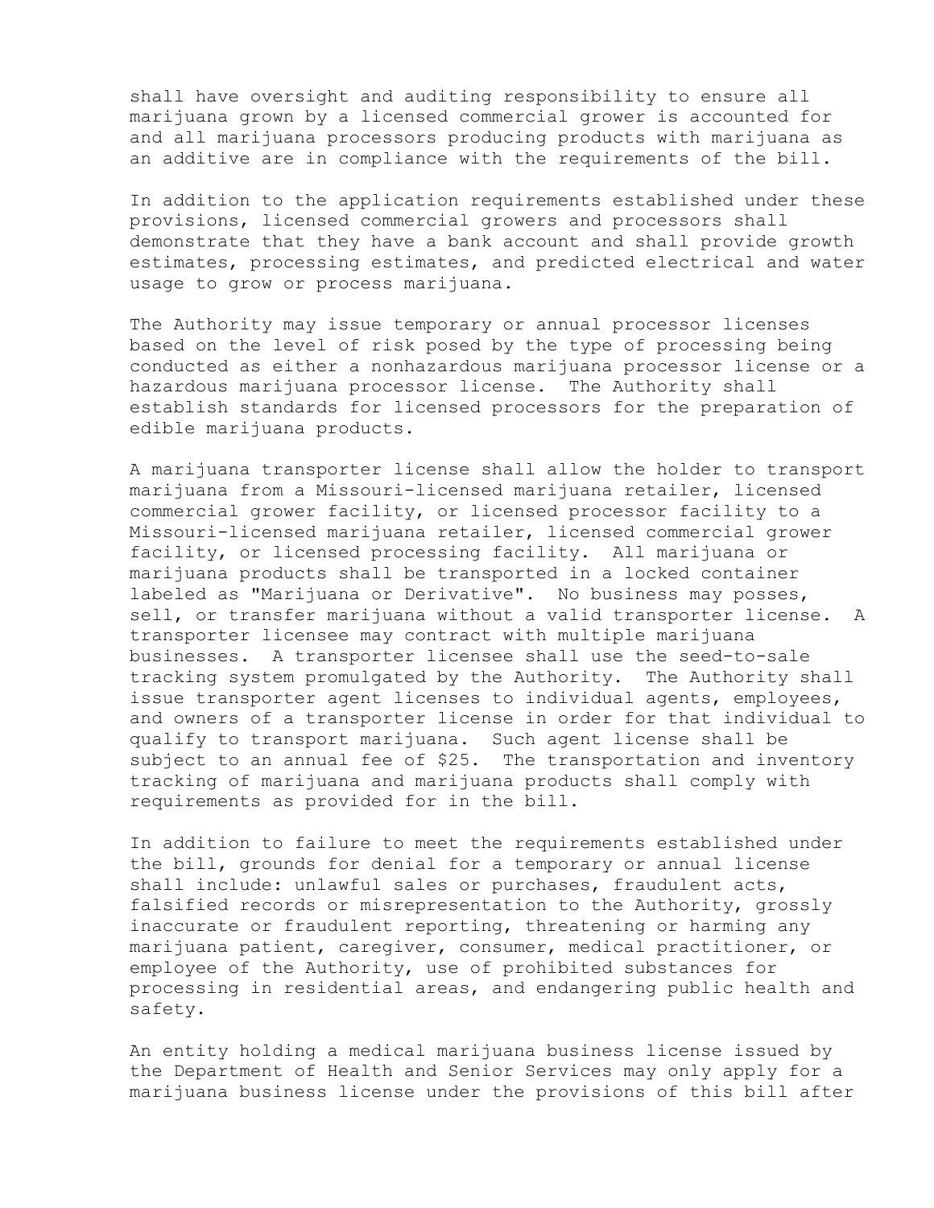shall have oversight and auditing responsibility to ensure all marijuana grown by a licensed commercial grower is accounted for and all marijuana processors producing products with marijuana as an additive are in compliance with the requirements of the bill.

In addition to the application requirements established under these provisions, licensed commercial growers and processors shall demonstrate that they have a bank account and shall provide growth estimates, processing estimates, and predicted electrical and water usage to grow or process marijuana.

The Authority may issue temporary or annual processor licenses based on the level of risk posed by the type of processing being conducted as either a nonhazardous marijuana processor license or a hazardous marijuana processor license. The Authority shall establish standards for licensed processors for the preparation of edible marijuana products.

A marijuana transporter license shall allow the holder to transport marijuana from a Missouri-licensed marijuana retailer, licensed commercial grower facility, or licensed processor facility to a Missouri-licensed marijuana retailer, licensed commercial grower facility, or licensed processing facility. All marijuana or marijuana products shall be transported in a locked container labeled as "Marijuana or Derivative". No business may posses, sell, or transfer marijuana without a valid transporter license. A transporter licensee may contract with multiple marijuana businesses. A transporter licensee shall use the seed-to-sale tracking system promulgated by the Authority. The Authority shall issue transporter agent licenses to individual agents, employees, and owners of a transporter license in order for that individual to qualify to transport marijuana. Such agent license shall be subject to an annual fee of $25. The transportation and inventory tracking of marijuana and marijuana products shall comply with requirements as provided for in the bill.

In addition to failure to meet the requirements established under the bill, grounds for denial for a temporary or annual license shall include: unlawful sales or purchases, fraudulent acts, falsified records or misrepresentation to the Authority, grossly inaccurate or fraudulent reporting, threatening or harming any marijuana patient, caregiver, consumer, medical practitioner, or employee of the Authority, use of prohibited substances for processing in residential areas, and endangering public health and safety.

An entity holding a medical marijuana business license issued by the Department of Health and Senior Services may only apply for a marijuana business license under the provisions of this bill after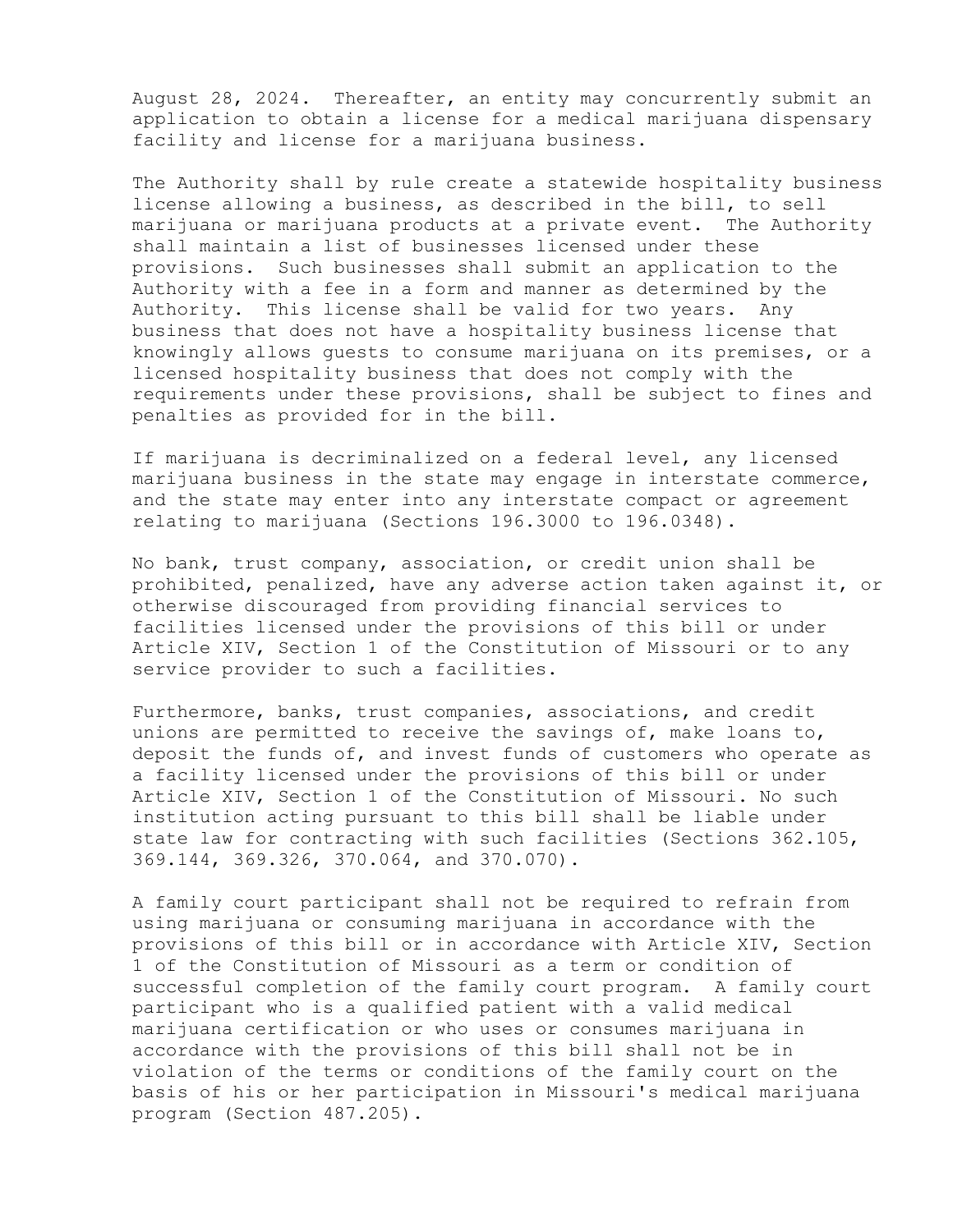August 28, 2024. Thereafter, an entity may concurrently submit an application to obtain a license for a medical marijuana dispensary facility and license for a marijuana business.

The Authority shall by rule create a statewide hospitality business license allowing a business, as described in the bill, to sell marijuana or marijuana products at a private event. The Authority shall maintain a list of businesses licensed under these provisions. Such businesses shall submit an application to the Authority with a fee in a form and manner as determined by the Authority. This license shall be valid for two years. Any business that does not have a hospitality business license that knowingly allows guests to consume marijuana on its premises, or a licensed hospitality business that does not comply with the requirements under these provisions, shall be subject to fines and penalties as provided for in the bill.

If marijuana is decriminalized on a federal level, any licensed marijuana business in the state may engage in interstate commerce, and the state may enter into any interstate compact or agreement relating to marijuana (Sections 196.3000 to 196.0348).

No bank, trust company, association, or credit union shall be prohibited, penalized, have any adverse action taken against it, or otherwise discouraged from providing financial services to facilities licensed under the provisions of this bill or under Article XIV, Section 1 of the Constitution of Missouri or to any service provider to such a facilities.

Furthermore, banks, trust companies, associations, and credit unions are permitted to receive the savings of, make loans to, deposit the funds of, and invest funds of customers who operate as a facility licensed under the provisions of this bill or under Article XIV, Section 1 of the Constitution of Missouri. No such institution acting pursuant to this bill shall be liable under state law for contracting with such facilities (Sections 362.105, 369.144, 369.326, 370.064, and 370.070).

A family court participant shall not be required to refrain from using marijuana or consuming marijuana in accordance with the provisions of this bill or in accordance with Article XIV, Section 1 of the Constitution of Missouri as a term or condition of successful completion of the family court program. A family court participant who is a qualified patient with a valid medical marijuana certification or who uses or consumes marijuana in accordance with the provisions of this bill shall not be in violation of the terms or conditions of the family court on the basis of his or her participation in Missouri's medical marijuana program (Section 487.205).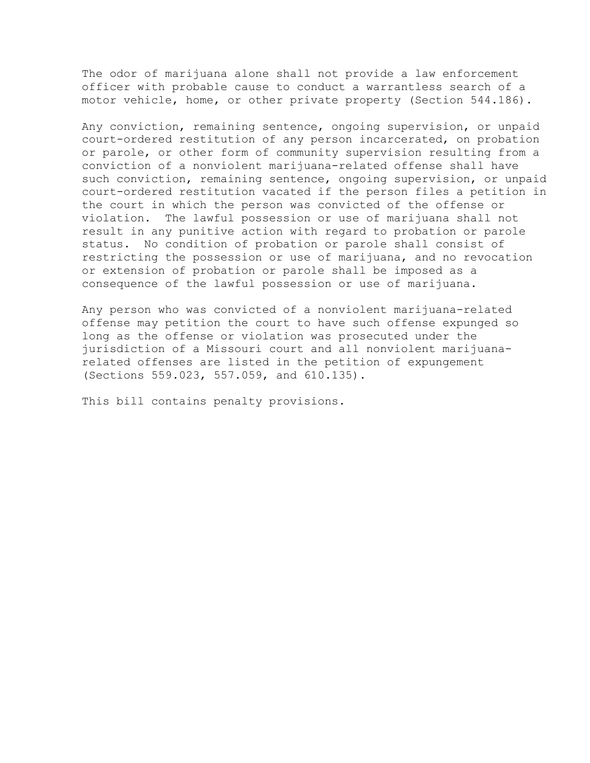The odor of marijuana alone shall not provide a law enforcement officer with probable cause to conduct a warrantless search of a motor vehicle, home, or other private property (Section 544.186).

Any conviction, remaining sentence, ongoing supervision, or unpaid court-ordered restitution of any person incarcerated, on probation or parole, or other form of community supervision resulting from a conviction of a nonviolent marijuana-related offense shall have such conviction, remaining sentence, ongoing supervision, or unpaid court-ordered restitution vacated if the person files a petition in the court in which the person was convicted of the offense or violation. The lawful possession or use of marijuana shall not result in any punitive action with regard to probation or parole status. No condition of probation or parole shall consist of restricting the possession or use of marijuana, and no revocation or extension of probation or parole shall be imposed as a consequence of the lawful possession or use of marijuana.

Any person who was convicted of a nonviolent marijuana-related offense may petition the court to have such offense expunged so long as the offense or violation was prosecuted under the jurisdiction of a Missouri court and all nonviolent marijuana-related offenses are listed in the petition of expungement (Sections 559.023, 557.059, and 610.135).

This bill contains penalty provisions.